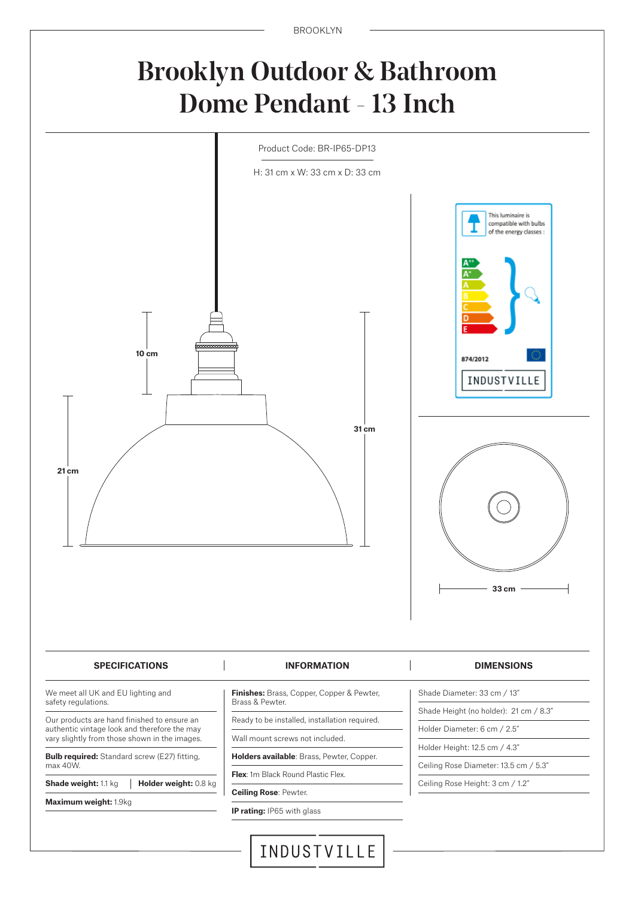# Brooklyn Outdoor & Bathroom Dome Pendant - 13 Inch

Product Code: BR-IP65-DP13

H: 31 cm x W: 33 cm x D: 33 cm

10 cm

21 cm

31 cm

33 cm

This luminaire is compatible with bulbs of the energy classes :

A++ A+ A B C D E

874/2012

INDUSTVILLE

| SPECIFICATIONS | INFORMATION | DIMENSIONS |
|---|---|---|
| We meet all UK and EU lighting and safety regulations. | **Finishes:** Brass, Copper, Copper & Pewter, Brass & Pewter. | Shade Diameter: 33 cm / 13" |
| Our products are hand finished to ensure an authentic vintage look and therefore the may vary slightly from those shown in the images. | Ready to be installed, installation required. | Shade Height (no holder): 21 cm / 8.3" |
| **Bulb required:** Standard screw (E27) fitting, max 40W. | Wall mount screws not included. | Holder Diameter: 6 cm / 2.5" |
| **Shade weight:** 1.1 kg \| **Holder weight:** 0.8 kg | **Holders available**: Brass, Pewter, Copper. | Holder Height: 12.5 cm / 4.3" |
| **Maximum weight:** 1.9kg | **Flex**: 1m Black Round Plastic Flex. | Ceiling Rose Diameter: 13.5 cm / 5.3" |
| | **Ceiling Rose**: Pewter. | Ceiling Rose Height: 3 cm / 1.2" |
| | **IP rating:** IP65 with glass | |

INDUSTVILLE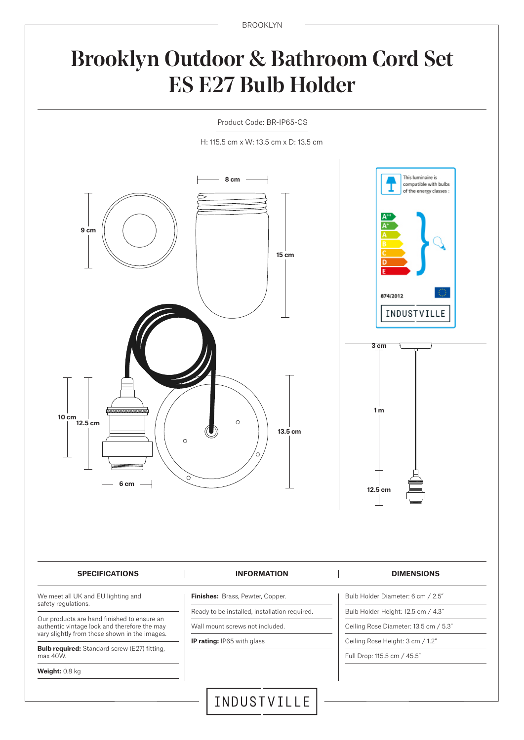# Brooklyn Outdoor & Bathroom Cord Set ES E27 Bulb Holder

Product Code: BR-IP65-CS

H: 115.5 cm x W: 13.5 cm x D: 13.5 cm

8 cm

9 cm

15 cm

10 cm

12.5 cm

6 cm

13.5 cm

This luminaire is compatible with bulbs of the energy classes :

A++ A+ A B C D E

874/2012

INDUSTVILLE

3 cm

1 m

12.5 cm

| SPECIFICATIONS | INFORMATION | DIMENSIONS |
| --- | --- | --- |
| We meet all UK and EU lighting and safety regulations. | **Finishes:** Brass, Pewter, Copper. | Bulb Holder Diameter: 6 cm / 2.5" |
| Our products are hand finished to ensure an authentic vintage look and therefore the may vary slightly from those shown in the images. | Ready to be installed, installation required. | Bulb Holder Height: 12.5 cm / 4.3" |
| **Bulb required:** Standard screw (E27) fitting, max 40W. | Wall mount screws not included. | Ceiling Rose Diameter: 13.5 cm / 5.3" |
| **Weight:** 0.8 kg | **IP rating:** IP65 with glass | Ceiling Rose Height: 3 cm / 1.2" |
| | | Full Drop: 115.5 cm / 45.5" |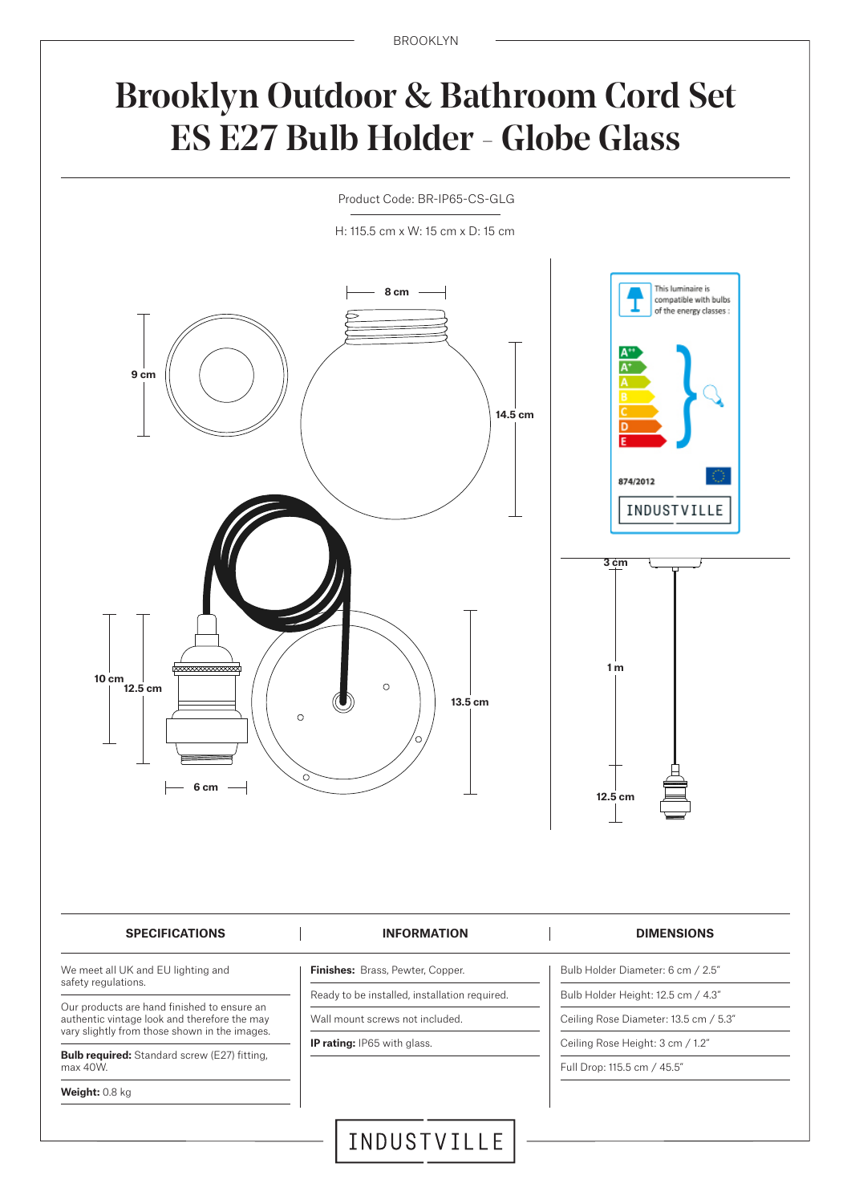# Brooklyn Outdoor & Bathroom Cord Set ES E27 Bulb Holder - Globe Glass

Product Code: BR-IP65-CS-GLG

H: 115.5 cm x W: 15 cm x D: 15 cm

| SPECIFICATIONS | INFORMATION | DIMENSIONS |
|---|---|---|
| We meet all UK and EU lighting and safety regulations. | **Finishes:** Brass, Pewter, Copper. | Bulb Holder Diameter: 6 cm / 2.5" |
| Our products are hand finished to ensure an authentic vintage look and therefore the may vary slightly from those shown in the images. | Ready to be installed, installation required. | Bulb Holder Height: 12.5 cm / 4.3" |
| **Bulb required:** Standard screw (E27) fitting, max 40W. | Wall mount screws not included. | Ceiling Rose Diameter: 13.5 cm / 5.3" |
| **Weight:** 0.8 kg | **IP rating:** IP65 with glass. | Ceiling Rose Height: 3 cm / 1.2" |
| | | Full Drop: 115.5 cm / 45.5" |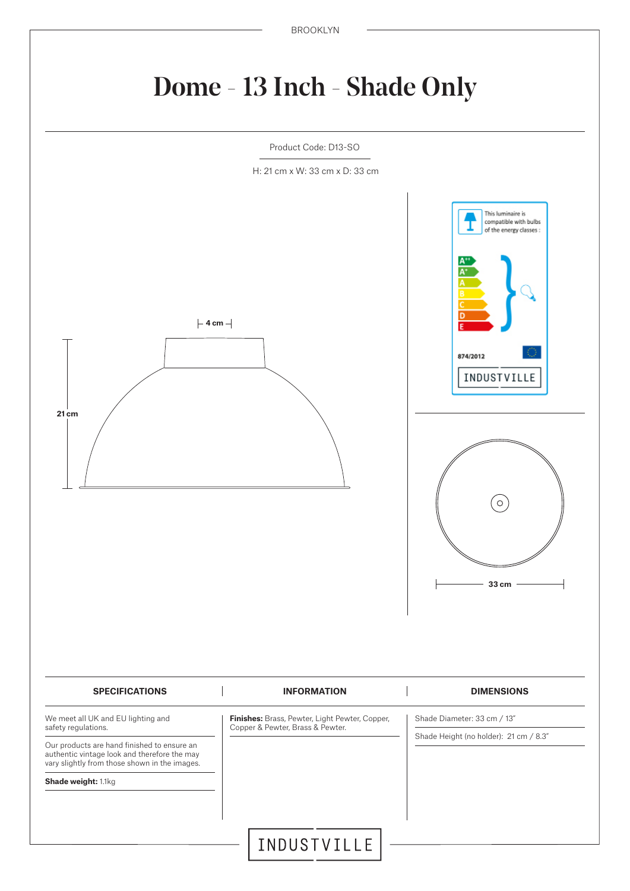BROOKLYN

# Dome - 13 Inch - Shade Only

Product Code: D13-SO

H: 21 cm x W: 33 cm x D: 33 cm

4 cm

21 cm

This luminaire is compatible with bulbs of the energy classes :

A++ A+ A B C D E

874/2012

INDUSTVILLE

33 cm

| SPECIFICATIONS | INFORMATION | DIMENSIONS |
| --- | --- | --- |
| We meet all UK and EU lighting and safety regulations. | **Finishes:** Brass, Pewter, Light Pewter, Copper, Copper & Pewter, Brass & Pewter. | Shade Diameter: 33 cm / 13" |
| Our products are hand finished to ensure an authentic vintage look and therefore the may vary slightly from those shown in the images. | | Shade Height (no holder): 21 cm / 8.3" |
| **Shade weight:** 1.1kg | | |

INDUSTVILLE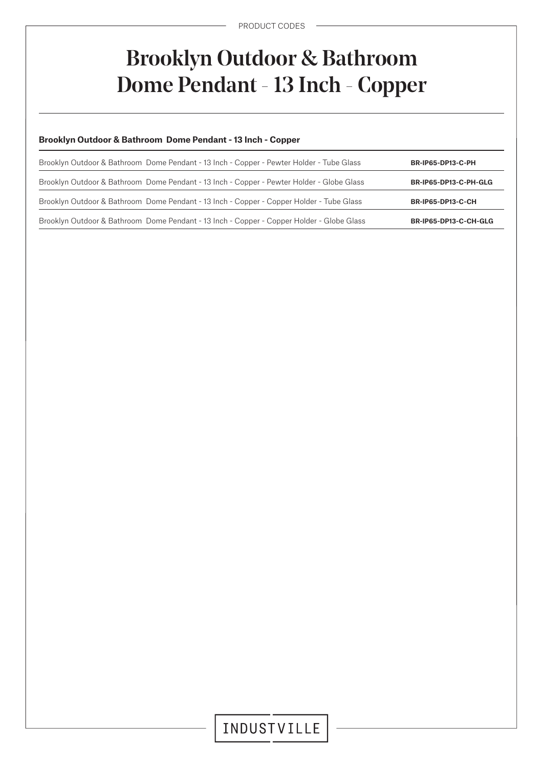# Brooklyn Outdoor & Bathroom Dome Pendant - 13 Inch - Copper

**Brooklyn Outdoor & Bathroom Dome Pendant - 13 Inch - Copper**

| | |
|---|---|
| Brooklyn Outdoor & Bathroom Dome Pendant - 13 Inch - Copper - Pewter Holder - Tube Glass | **BR-IP65-DP13-C-PH** |
| Brooklyn Outdoor & Bathroom Dome Pendant - 13 Inch - Copper - Pewter Holder - Globe Glass | **BR-IP65-DP13-C-PH-GLG** |
| Brooklyn Outdoor & Bathroom Dome Pendant - 13 Inch - Copper - Copper Holder - Tube Glass | **BR-IP65-DP13-C-CH** |
| Brooklyn Outdoor & Bathroom Dome Pendant - 13 Inch - Copper - Copper Holder - Globe Glass | **BR-IP65-DP13-C-CH-GLG** |